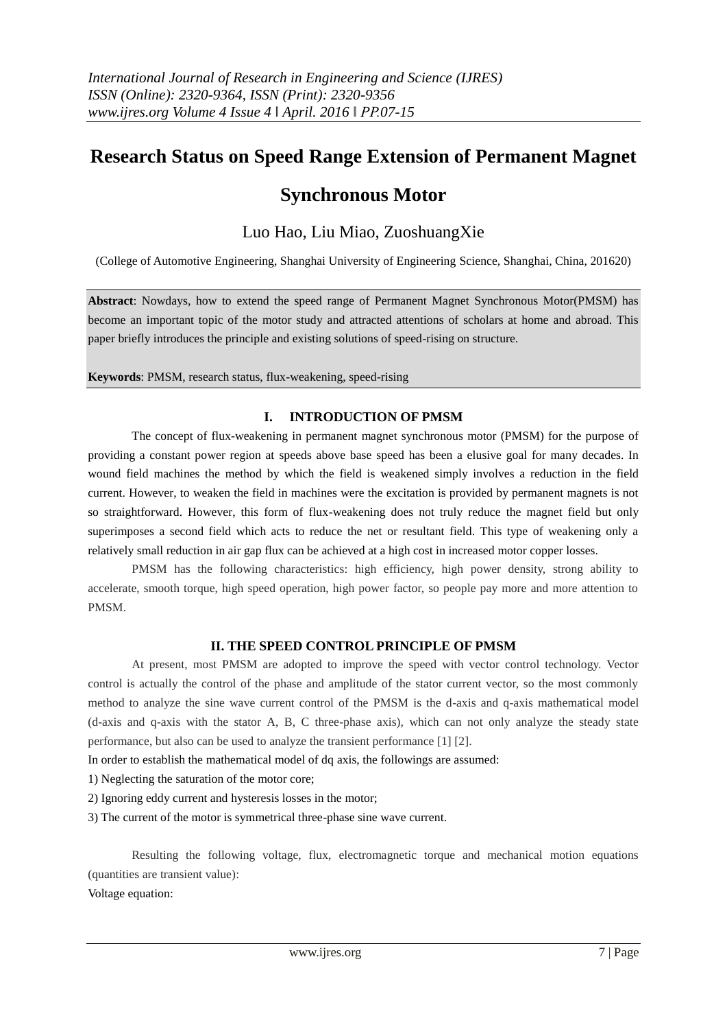# Research Status on Speed Range Extension of Permanent Magnet Synchronous Motor

Luo Hao, Liu Miao, ZuoshuangXie

(College of Automotive Engineering, Shanghai University of Engineering Science, Shanghai, China, 201620)

**Abstract**: Nowdays, how to extend the speed range of Permanent Magnet Synchronous Motor(PMSM) has become an important topic of the motor study and attracted attentions of scholars at home and abroad. This paper briefly introduces the principle and existing solutions of speed-rising on structure.

**Keywords**: PMSM, research status, flux-weakening, speed-rising

## I. INTRODUCTION OF PMSM

The concept of flux-weakening in permanent magnet synchronous motor (PMSM) for the purpose of providing a constant power region at speeds above base speed has been a elusive goal for many decades. In wound field machines the method by which the field is weakened simply involves a reduction in the field current. However, to weaken the field in machines were the excitation is provided by permanent magnets is not so straightforward. However, this form of flux-weakening does not truly reduce the magnet field but only superimposes a second field which acts to reduce the net or resultant field. This type of weakening only a relatively small reduction in air gap flux can be achieved at a high cost in increased motor copper losses.

PMSM has the following characteristics: high efficiency, high power density, strong ability to accelerate, smooth torque, high speed operation, high power factor, so people pay more and more attention to PMSM.

## II. THE SPEED CONTROL PRINCIPLE OF PMSM

At present, most PMSM are adopted to improve the speed with vector control technology. Vector control is actually the control of the phase and amplitude of the stator current vector, so the most commonly method to analyze the sine wave current control of the PMSM is the d-axis and q-axis mathematical model (d-axis and q-axis with the stator A, B, C three-phase axis), which can not only analyze the steady state performance, but also can be used to analyze the transient performance [1] [2].

In order to establish the mathematical model of dq axis, the followings are assumed:

1) Neglecting the saturation of the motor core;

2) Ignoring eddy current and hysteresis losses in the motor;

3) The current of the motor is symmetrical three-phase sine wave current.

Resulting the following voltage, flux, electromagnetic torque and mechanical motion equations (quantities are transient value):

Voltage equation: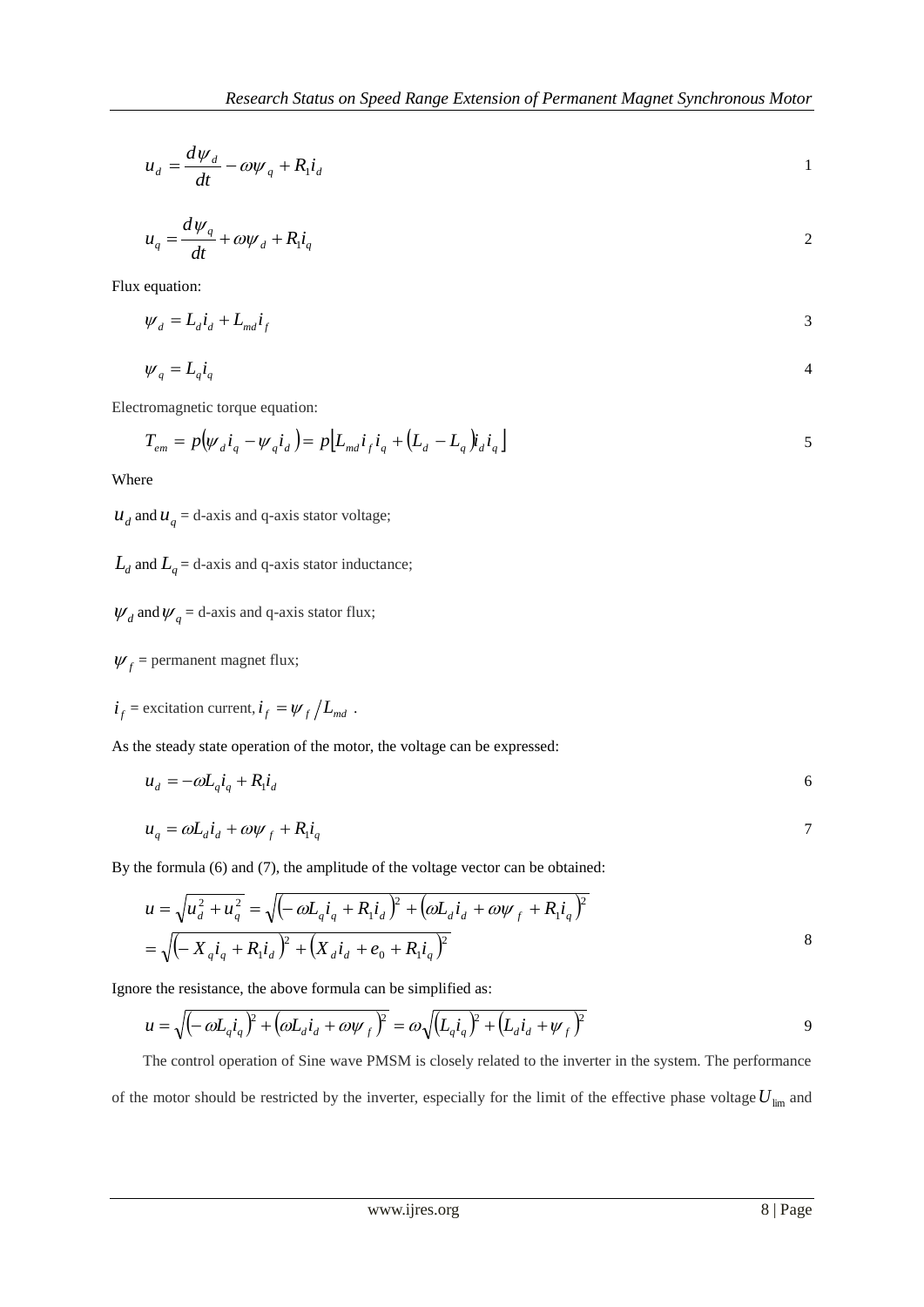$$u_d = \frac{d\psi_d}{dt} - \omega\psi_q + R_1 i_d \tag{1}$$

$$u_q = \frac{d\psi_q}{dt} + \omega\psi_d + R_1 i_q \tag{2}$$

Flux equation:

$$\psi_d = L_d i_d + L_{md} i_f \tag{3}$$

$$\psi_q = L_q i_q \tag{4}$$

Electromagnetic torque equation:

$$T_{em} = p\left(\psi_d i_q - \psi_q i_d\right) = p\left[L_{md} i_f i_q + \left(L_d - L_q\right) i_d i_q\right] \tag{5}$$

Where

$u_d$ and $u_q$ = d-axis and q-axis stator voltage;

$L_d$ and $L_q$ = d-axis and q-axis stator inductance;

$\psi_d$ and $\psi_q$ = d-axis and q-axis stator flux;

$\psi_f$ = permanent magnet flux;

$i_f$ = excitation current, $i_f = \psi_f / L_{md}$ .

As the steady state operation of the motor, the voltage can be expressed:

$$u_d = -\omega L_q i_q + R_1 i_d \tag{6}$$

$$u_q = \omega L_d i_d + \omega\psi_f + R_1 i_q \tag{7}$$

By the formula (6) and (7), the amplitude of the voltage vector can be obtained:

$$\begin{aligned} u &= \sqrt{u_d^2 + u_q^2} = \sqrt{\left(-\omega L_q i_q + R_1 i_d\right)^2 + \left(\omega L_d i_d + \omega\psi_f + R_1 i_q\right)^2} \\ &= \sqrt{\left(-X_q i_q + R_1 i_d\right)^2 + \left(X_d i_d + e_0 + R_1 i_q\right)^2} \end{aligned} \tag{8}$$

Ignore the resistance, the above formula can be simplified as:

$$u = \sqrt{\left(-\omega L_q i_q\right)^2 + \left(\omega L_d i_d + \omega\psi_f\right)^2} = \omega\sqrt{\left(L_q i_q\right)^2 + \left(L_d i_d + \psi_f\right)^2} \tag{9}$$

The control operation of Sine wave PMSM is closely related to the inverter in the system. The performance of the motor should be restricted by the inverter, especially for the limit of the effective phase voltage $U_{\lim}$ and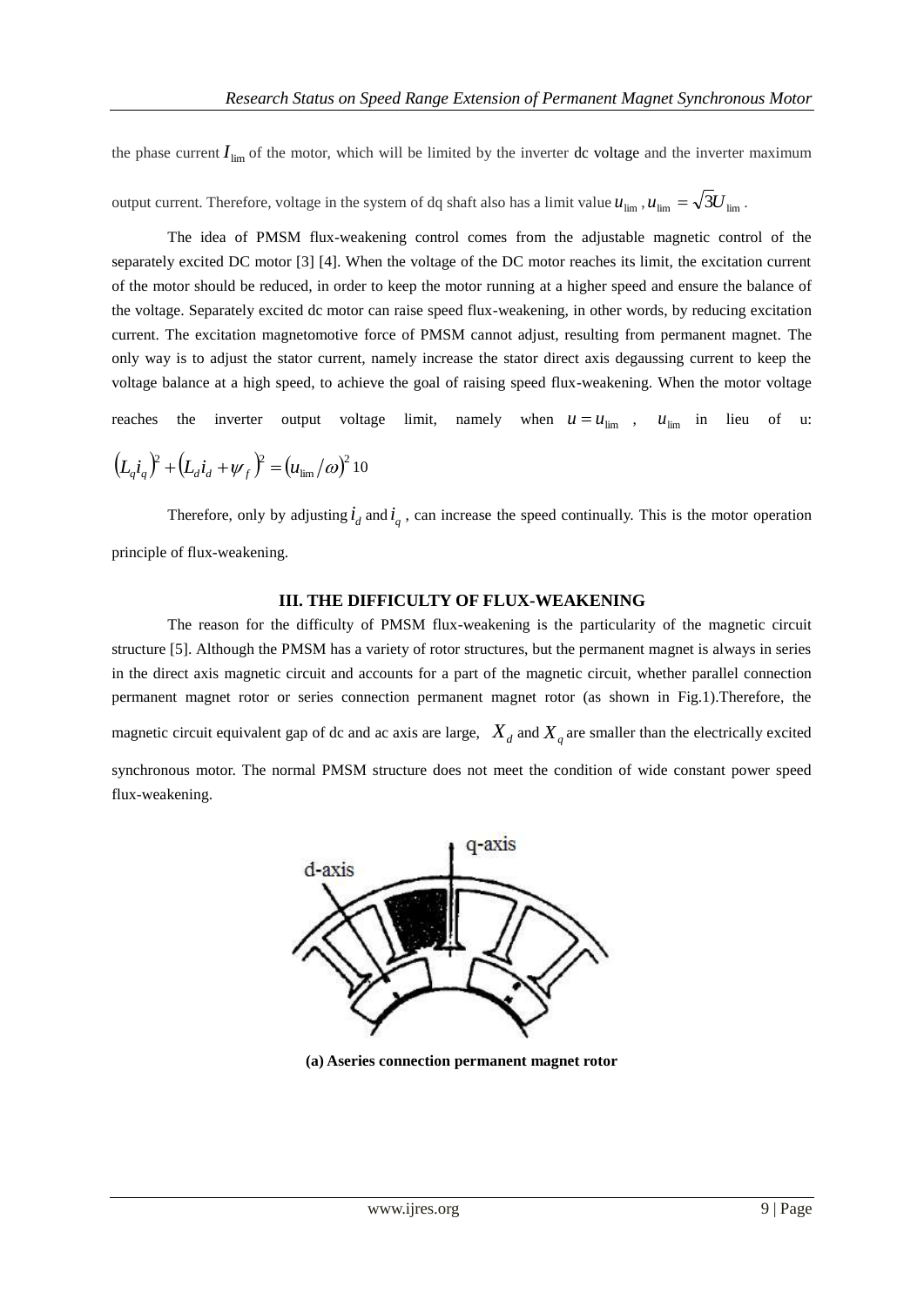the phase current $I_{\lim}$ of the motor, which will be limited by the inverter dc voltage and the inverter maximum output current. Therefore, voltage in the system of dq shaft also has a limit value $u_{\lim}$ , $u_{\lim} = \sqrt{3}U_{\lim}$ .

The idea of PMSM flux-weakening control comes from the adjustable magnetic control of the separately excited DC motor [3] [4]. When the voltage of the DC motor reaches its limit, the excitation current of the motor should be reduced, in order to keep the motor running at a higher speed and ensure the balance of the voltage. Separately excited dc motor can raise speed flux-weakening, in other words, by reducing excitation current. The excitation magnetomotive force of PMSM cannot adjust, resulting from permanent magnet. The only way is to adjust the stator current, namely increase the stator direct axis degaussing current to keep the voltage balance at a high speed, to achieve the goal of raising speed flux-weakening. When the motor voltage reaches the inverter output voltage limit, namely when $u = u_{\lim}$ , $u_{\lim}$ in lieu of u:

$$\left(L_q i_q\right)^2 + \left(L_d i_d + \psi_f\right)^2 = \left(u_{\lim}/\omega\right)^2 \quad 10$$

Therefore, only by adjusting $i_d$ and $i_q$ , can increase the speed continually. This is the motor operation principle of flux-weakening.

## III. THE DIFFICULTY OF FLUX-WEAKENING

The reason for the difficulty of PMSM flux-weakening is the particularity of the magnetic circuit structure [5]. Although the PMSM has a variety of rotor structures, but the permanent magnet is always in series in the direct axis magnetic circuit and accounts for a part of the magnetic circuit, whether parallel connection permanent magnet rotor or series connection permanent magnet rotor (as shown in Fig.1).Therefore, the magnetic circuit equivalent gap of dc and ac axis are large, $X_d$ and $X_q$ are smaller than the electrically excited synchronous motor. The normal PMSM structure does not meet the condition of wide constant power speed flux-weakening.

**(a) Aseries connection permanent magnet rotor**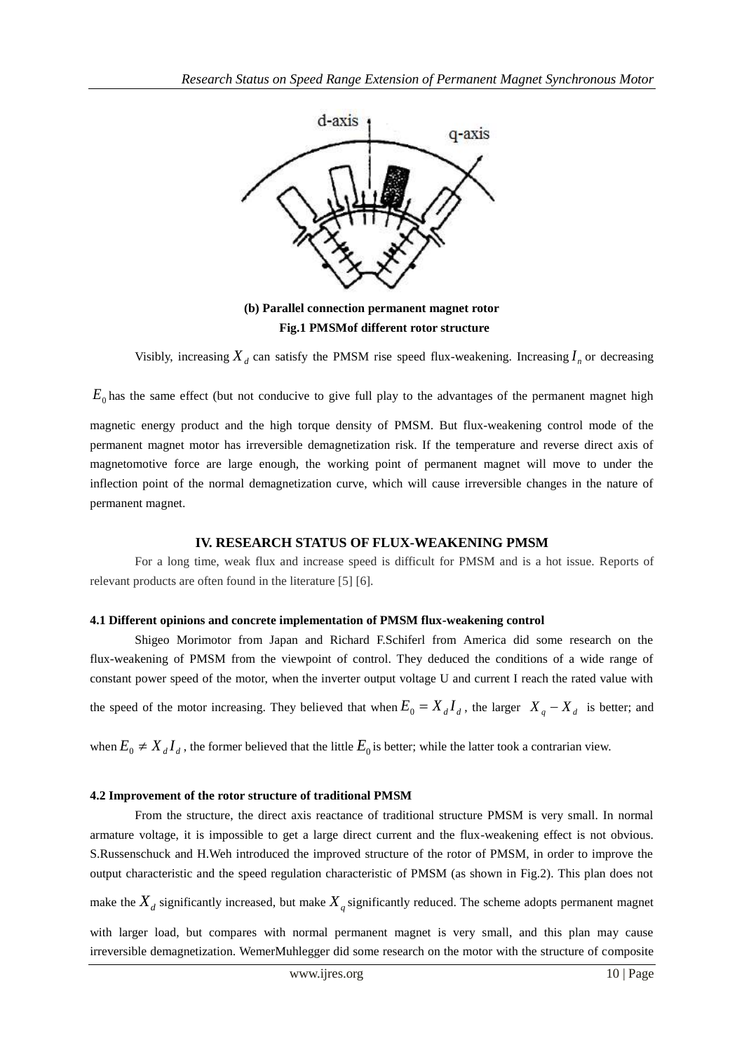**(b) Parallel connection permanent magnet rotor**

**Fig.1 PMSMof different rotor structure**

Visibly, increasing $X_d$ can satisfy the PMSM rise speed flux-weakening. Increasing $I_n$ or decreasing $E_0$ has the same effect (but not conducive to give full play to the advantages of the permanent magnet high magnetic energy product and the high torque density of PMSM. But flux-weakening control mode of the permanent magnet motor has irreversible demagnetization risk. If the temperature and reverse direct axis of magnetomotive force are large enough, the working point of permanent magnet will move to under the inflection point of the normal demagnetization curve, which will cause irreversible changes in the nature of permanent magnet.

## IV. RESEARCH STATUS OF FLUX-WEAKENING PMSM

For a long time, weak flux and increase speed is difficult for PMSM and is a hot issue. Reports of relevant products are often found in the literature [5] [6].

### 4.1 Different opinions and concrete implementation of PMSM flux-weakening control

Shigeo Morimotor from Japan and Richard F.Schiferl from America did some research on the flux-weakening of PMSM from the viewpoint of control. They deduced the conditions of a wide range of constant power speed of the motor, when the inverter output voltage U and current I reach the rated value with the speed of the motor increasing. They believed that when $E_0 = X_d I_d$, the larger $X_q - X_d$ is better; and when $E_0 \neq X_d I_d$, the former believed that the little $E_0$ is better; while the latter took a contrarian view.

### 4.2 Improvement of the rotor structure of traditional PMSM

From the structure, the direct axis reactance of traditional structure PMSM is very small. In normal armature voltage, it is impossible to get a large direct current and the flux-weakening effect is not obvious. S.Russenschuck and H.Weh introduced the improved structure of the rotor of PMSM, in order to improve the output characteristic and the speed regulation characteristic of PMSM (as shown in Fig.2). This plan does not make the $X_d$ significantly increased, but make $X_q$ significantly reduced. The scheme adopts permanent magnet with larger load, but compares with normal permanent magnet is very small, and this plan may cause irreversible demagnetization. WemerMuhlegger did some research on the motor with the structure of composite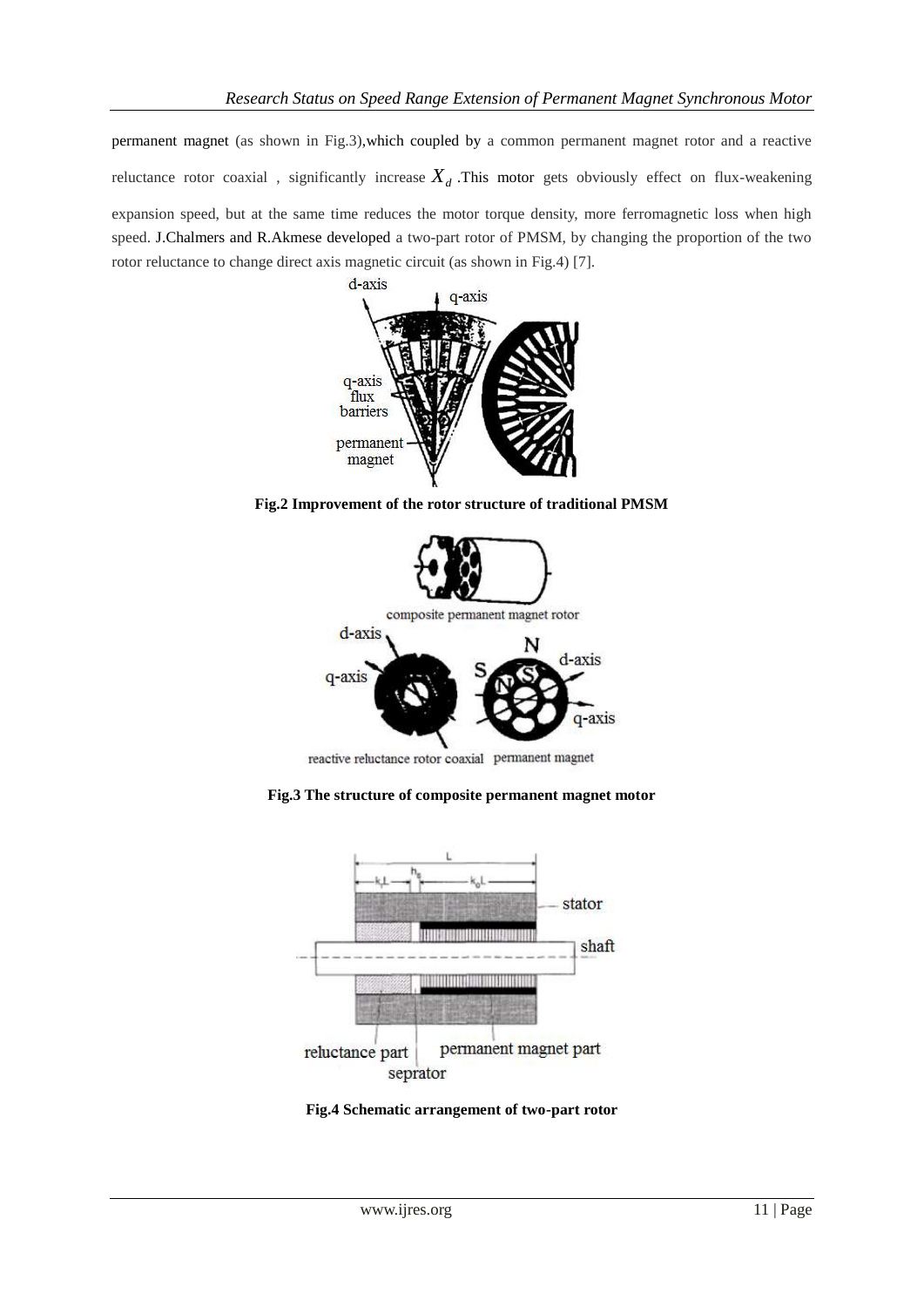permanent magnet (as shown in Fig.3),which coupled by a common permanent magnet rotor and a reactive reluctance rotor coaxial , significantly increase $X_d$ .This motor gets obviously effect on flux-weakening expansion speed, but at the same time reduces the motor torque density, more ferromagnetic loss when high speed. J.Chalmers and R.Akmese developed a two-part rotor of PMSM, by changing the proportion of the two rotor reluctance to change direct axis magnetic circuit (as shown in Fig.4) [7].

**Fig.2 Improvement of the rotor structure of traditional PMSM**

**Fig.3 The structure of composite permanent magnet motor**

**Fig.4 Schematic arrangement of two-part rotor**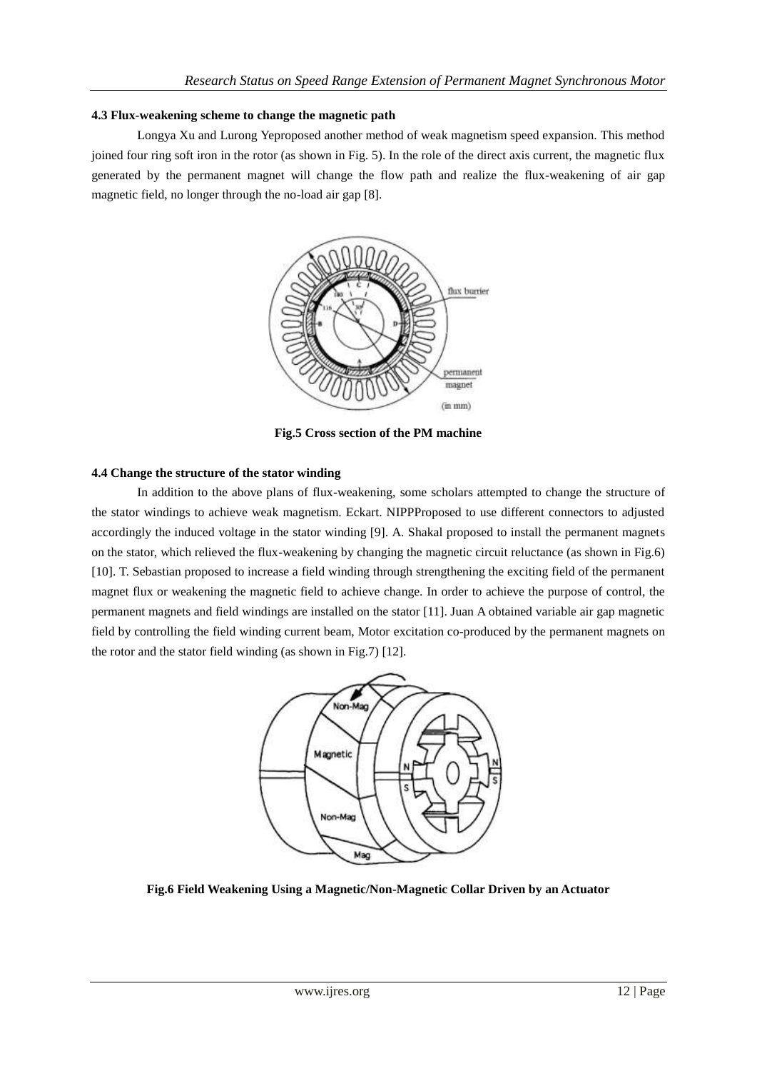### 4.3 Flux-weakening scheme to change the magnetic path

Longya Xu and Lurong Yeproposed another method of weak magnetism speed expansion. This method joined four ring soft iron in the rotor (as shown in Fig. 5). In the role of the direct axis current, the magnetic flux generated by the permanent magnet will change the flow path and realize the flux-weakening of air gap magnetic field, no longer through the no-load air gap [8].

**Fig.5 Cross section of the PM machine**

### 4.4 Change the structure of the stator winding

In addition to the above plans of flux-weakening, some scholars attempted to change the structure of the stator windings to achieve weak magnetism. Eckart. NIPPProposed to use different connectors to adjusted accordingly the induced voltage in the stator winding [9]. A. Shakal proposed to install the permanent magnets on the stator, which relieved the flux-weakening by changing the magnetic circuit reluctance (as shown in Fig.6) [10]. T. Sebastian proposed to increase a field winding through strengthening the exciting field of the permanent magnet flux or weakening the magnetic field to achieve change. In order to achieve the purpose of control, the permanent magnets and field windings are installed on the stator [11]. Juan A obtained variable air gap magnetic field by controlling the field winding current beam, Motor excitation co-produced by the permanent magnets on the rotor and the stator field winding (as shown in Fig.7) [12].

**Fig.6 Field Weakening Using a Magnetic/Non-Magnetic Collar Driven by an Actuator**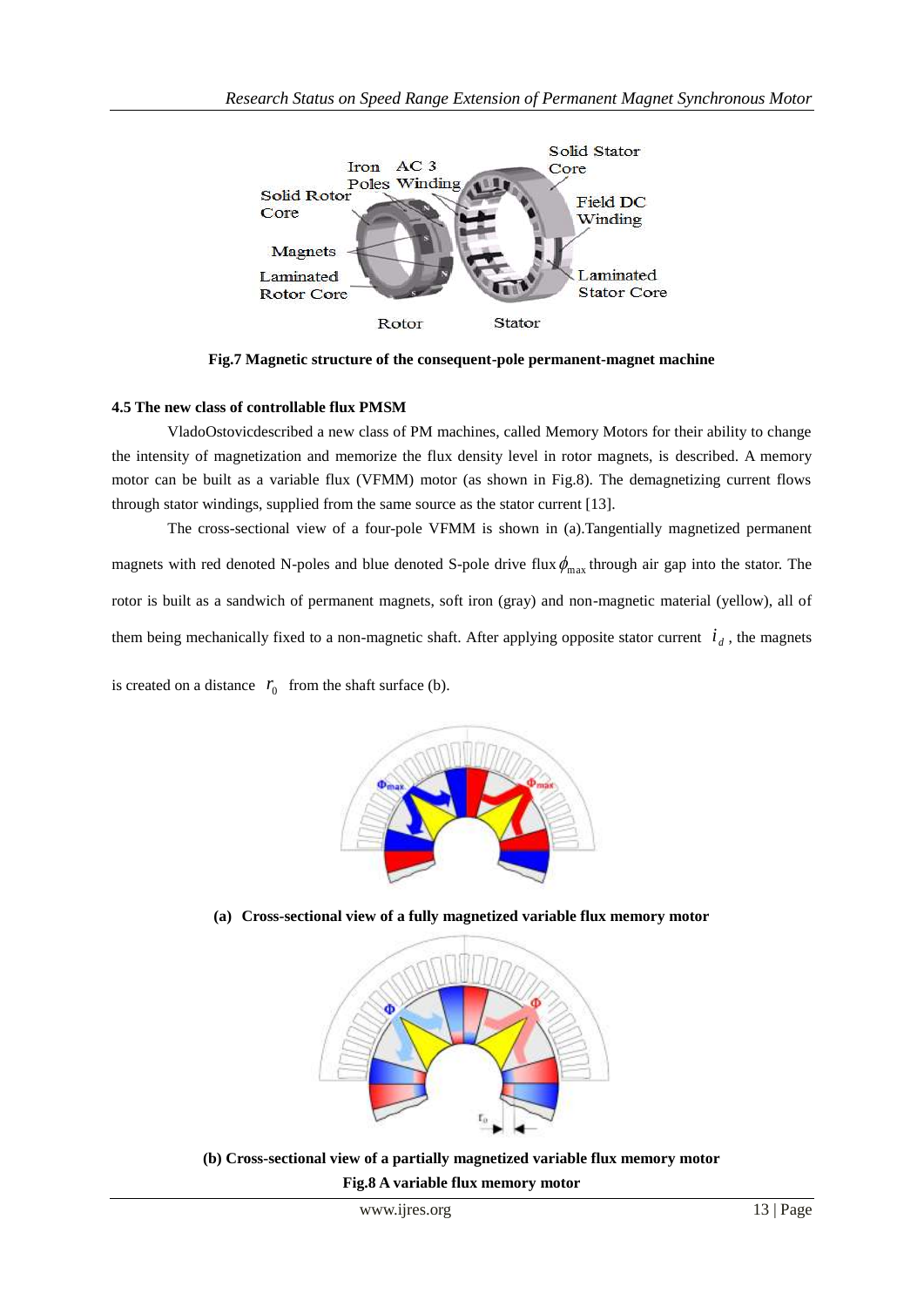Fig.7 Magnetic structure of the consequent-pole permanent-magnet machine

#### 4.5 The new class of controllable flux PMSM

VladoOstovicdescribed a new class of PM machines, called Memory Motors for their ability to change the intensity of magnetization and memorize the flux density level in rotor magnets, is described. A memory motor can be built as a variable flux (VFMM) motor (as shown in Fig.8). The demagnetizing current flows through stator windings, supplied from the same source as the stator current [13].

The cross-sectional view of a four-pole VFMM is shown in (a).Tangentially magnetized permanent magnets with red denoted N-poles and blue denoted S-pole drive flux $\phi_{\max}$ through air gap into the stator. The rotor is built as a sandwich of permanent magnets, soft iron (gray) and non-magnetic material (yellow), all of them being mechanically fixed to a non-magnetic shaft. After applying opposite stator current $i_d$, the magnets is created on a distance $r_0$ from the shaft surface (b).

**(a) Cross-sectional view of a fully magnetized variable flux memory motor**

**(b) Cross-sectional view of a partially magnetized variable flux memory motor**

**Fig.8 A variable flux memory motor**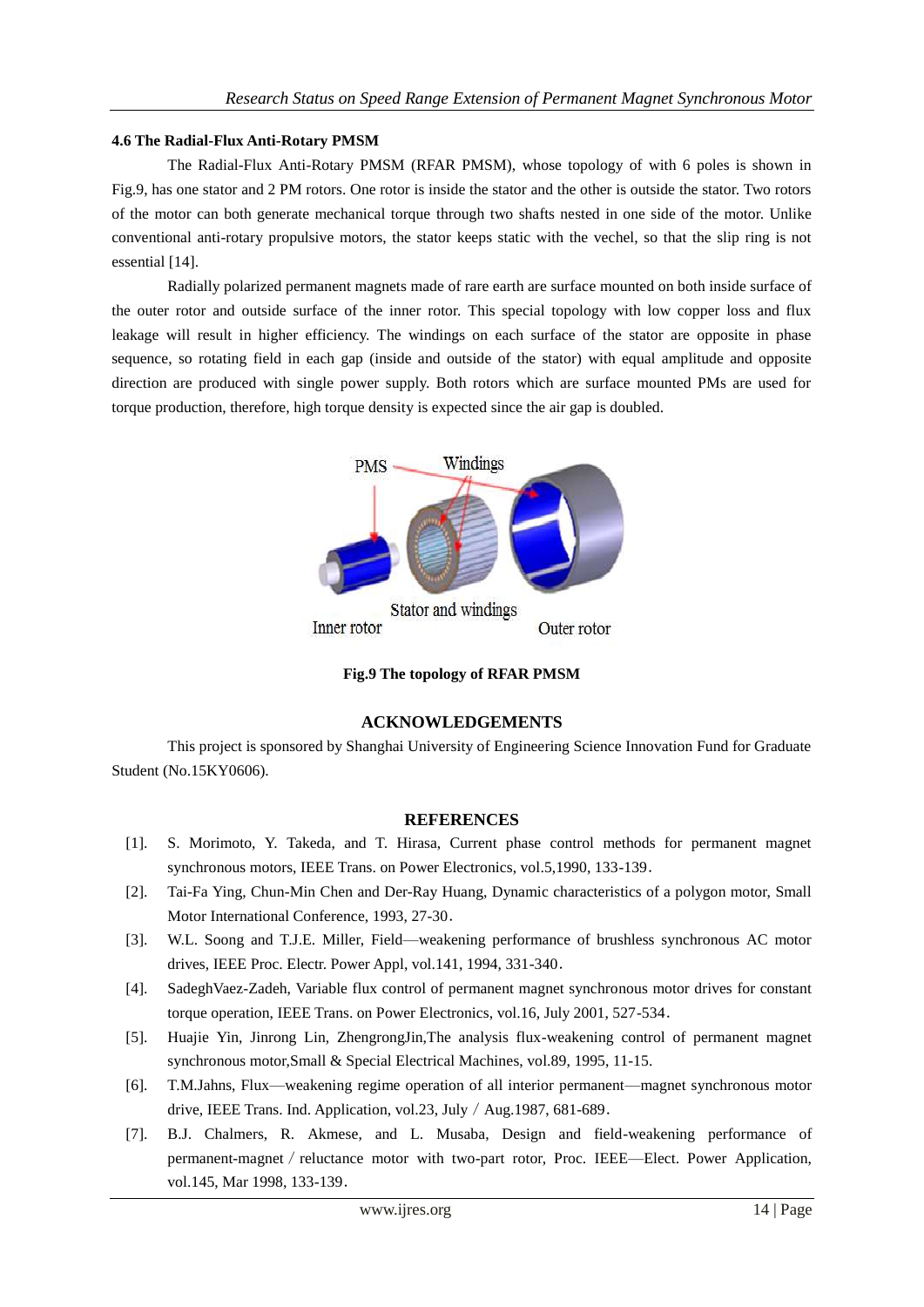### 4.6 The Radial-Flux Anti-Rotary PMSM

The Radial-Flux Anti-Rotary PMSM (RFAR PMSM), whose topology of with 6 poles is shown in Fig.9, has one stator and 2 PM rotors. One rotor is inside the stator and the other is outside the stator. Two rotors of the motor can both generate mechanical torque through two shafts nested in one side of the motor. Unlike conventional anti-rotary propulsive motors, the stator keeps static with the vechel, so that the slip ring is not essential [14].

Radially polarized permanent magnets made of rare earth are surface mounted on both inside surface of the outer rotor and outside surface of the inner rotor. This special topology with low copper loss and flux leakage will result in higher efficiency. The windings on each surface of the stator are opposite in phase sequence, so rotating field in each gap (inside and outside of the stator) with equal amplitude and opposite direction are produced with single power supply. Both rotors which are surface mounted PMs are used for torque production, therefore, high torque density is expected since the air gap is doubled.

**Fig.9 The topology of RFAR PMSM**

## ACKNOWLEDGEMENTS

This project is sponsored by Shanghai University of Engineering Science Innovation Fund for Graduate Student (No.15KY0606).

## REFERENCES

[1]. S. Morimoto, Y. Takeda, and T. Hirasa, Current phase control methods for permanent magnet synchronous motors, IEEE Trans. on Power Electronics, vol.5,1990, 133-139.

[2]. Tai-Fa Ying, Chun-Min Chen and Der-Ray Huang, Dynamic characteristics of a polygon motor, Small Motor International Conference, 1993, 27-30.

[3]. W.L. Soong and T.J.E. Miller, Field—weakening performance of brushless synchronous AC motor drives, IEEE Proc. Electr. Power Appl, vol.141, 1994, 331-340.

[4]. SadeghVaez-Zadeh, Variable flux control of permanent magnet synchronous motor drives for constant torque operation, IEEE Trans. on Power Electronics, vol.16, July 2001, 527-534.

[5]. Huajie Yin, Jinrong Lin, ZhengrongJin,The analysis flux-weakening control of permanent magnet synchronous motor,Small & Special Electrical Machines, vol.89, 1995, 11-15.

[6]. T.M.Jahns, Flux—weakening regime operation of all interior permanent—magnet synchronous motor drive, IEEE Trans. Ind. Application, vol.23, July / Aug.1987, 681-689.

[7]. B.J. Chalmers, R. Akmese, and L. Musaba, Design and field-weakening performance of permanent-magnet / reluctance motor with two-part rotor, Proc. IEEE—Elect. Power Application, vol.145, Mar 1998, 133-139.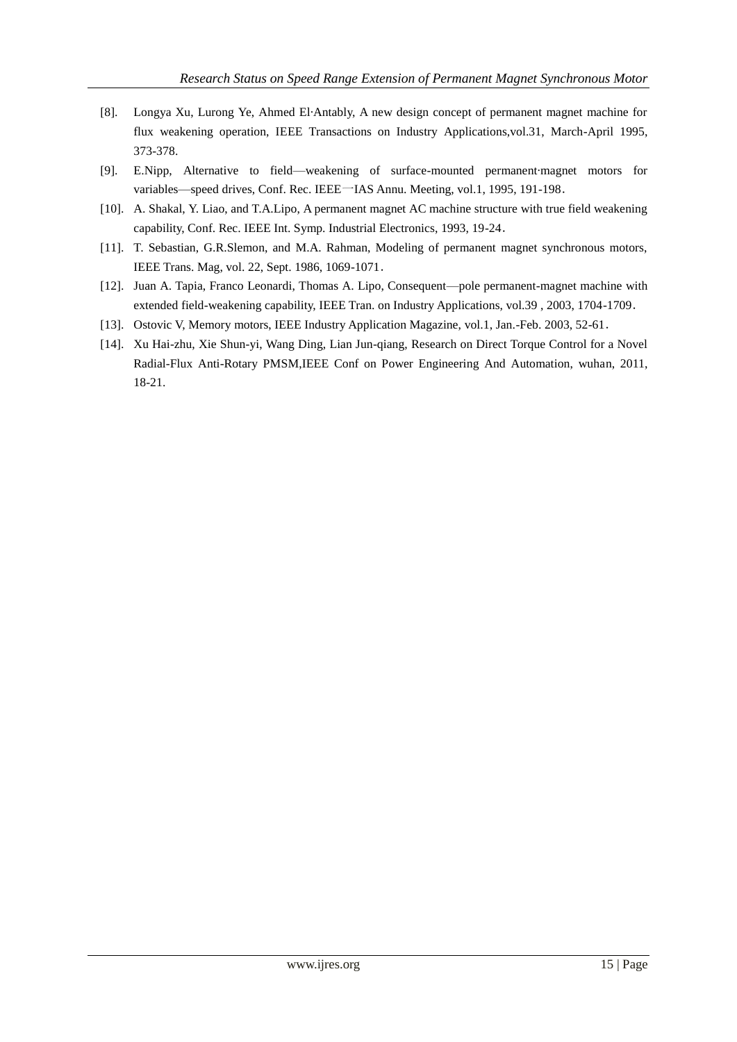[8]. Longya Xu, Lurong Ye, Ahmed El·Antably, A new design concept of permanent magnet machine for flux weakening operation, IEEE Transactions on Industry Applications,vol.31, March-April 1995, 373-378.

[9]. E.Nipp, Alternative to field—weakening of surface-mounted permanent·magnet motors for variables—speed drives, Conf. Rec. IEEE一IAS Annu. Meeting, vol.1, 1995, 191-198.

[10]. A. Shakal, Y. Liao, and T.A.Lipo, A permanent magnet AC machine structure with true field weakening capability, Conf. Rec. IEEE Int. Symp. Industrial Electronics, 1993, 19-24.

[11]. T. Sebastian, G.R.Slemon, and M.A. Rahman, Modeling of permanent magnet synchronous motors, IEEE Trans. Mag, vol. 22, Sept. 1986, 1069-1071.

[12]. Juan A. Tapia, Franco Leonardi, Thomas A. Lipo, Consequent—pole permanent-magnet machine with extended field-weakening capability, IEEE Tran. on Industry Applications, vol.39 , 2003, 1704-1709.

[13]. Ostovic V, Memory motors, IEEE Industry Application Magazine, vol.1, Jan.-Feb. 2003, 52-61.

[14]. Xu Hai-zhu, Xie Shun-yi, Wang Ding, Lian Jun-qiang, Research on Direct Torque Control for a Novel Radial-Flux Anti-Rotary PMSM,IEEE Conf on Power Engineering And Automation, wuhan, 2011, 18-21.